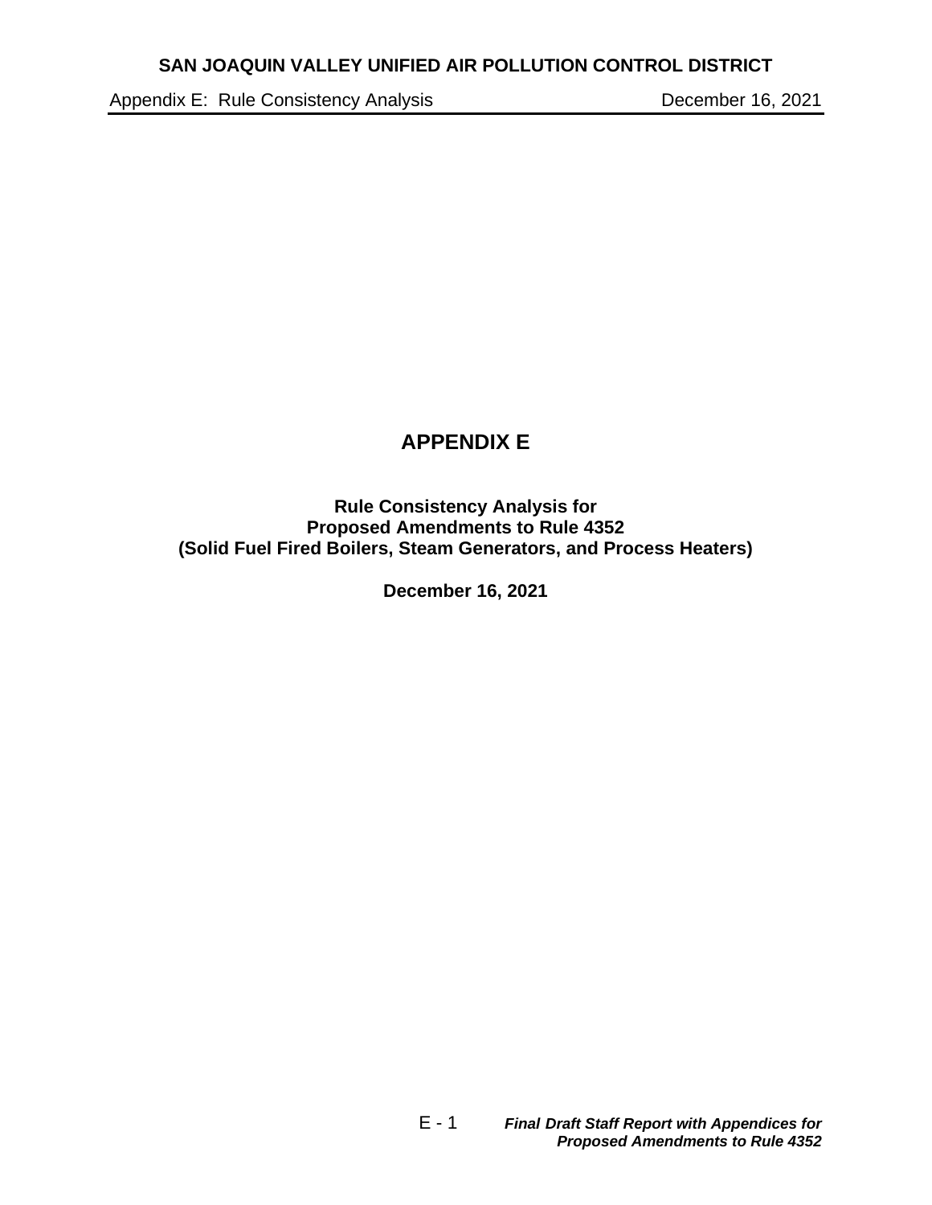# APPENDIX E

**Rule Consistency Analysis for**
**Proposed Amendments to Rule 4352**
**(Solid Fuel Fired Boilers, Steam Generators, and Process Heaters)**

**December 16, 2021**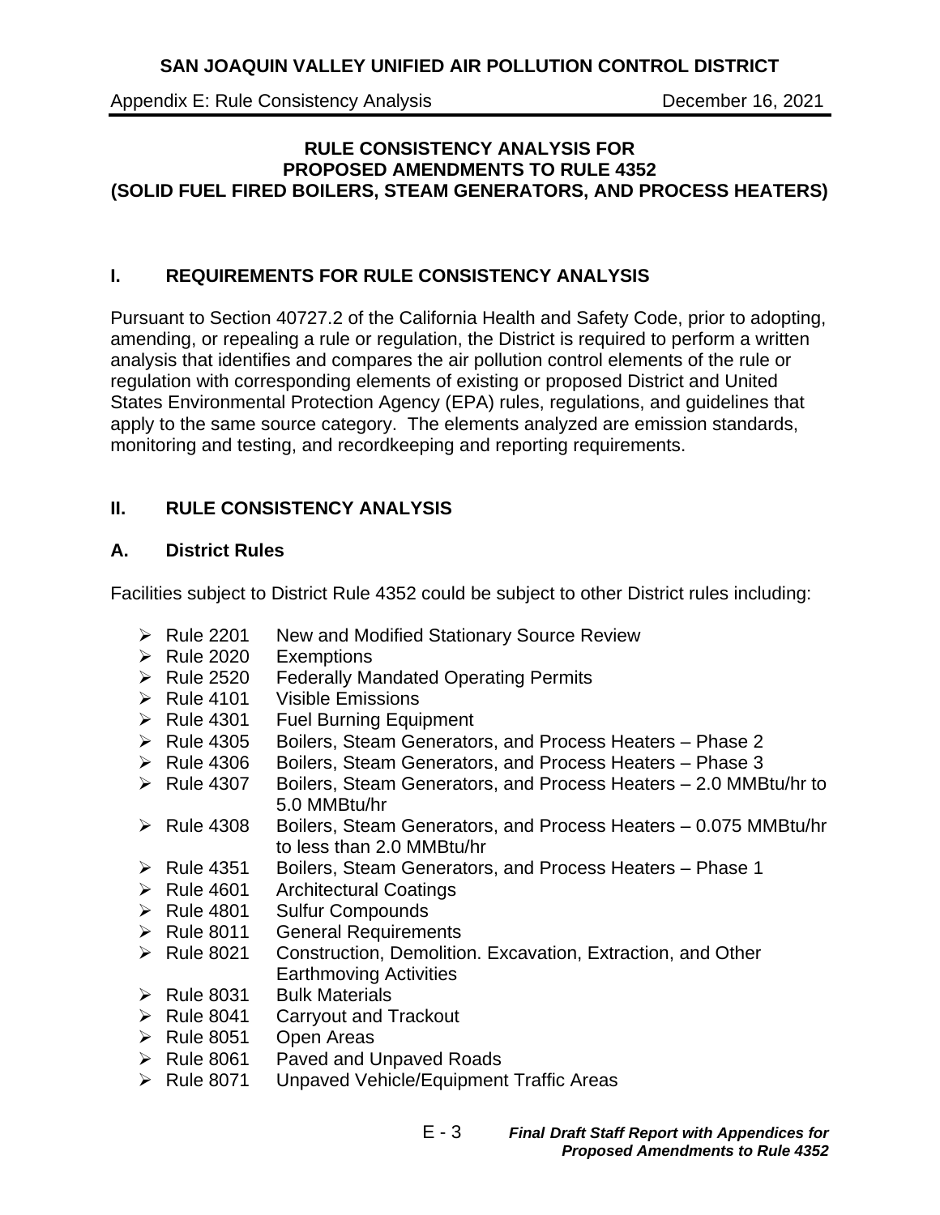# RULE CONSISTENCY ANALYSIS FOR PROPOSED AMENDMENTS TO RULE 4352 (SOLID FUEL FIRED BOILERS, STEAM GENERATORS, AND PROCESS HEATERS)

## I. REQUIREMENTS FOR RULE CONSISTENCY ANALYSIS

Pursuant to Section 40727.2 of the California Health and Safety Code, prior to adopting, amending, or repealing a rule or regulation, the District is required to perform a written analysis that identifies and compares the air pollution control elements of the rule or regulation with corresponding elements of existing or proposed District and United States Environmental Protection Agency (EPA) rules, regulations, and guidelines that apply to the same source category. The elements analyzed are emission standards, monitoring and testing, and recordkeeping and reporting requirements.

## II. RULE CONSISTENCY ANALYSIS

### A. District Rules

Facilities subject to District Rule 4352 could be subject to other District rules including:

- Rule 2201 New and Modified Stationary Source Review
- Rule 2020 Exemptions
- Rule 2520 Federally Mandated Operating Permits
- Rule 4101 Visible Emissions
- Rule 4301 Fuel Burning Equipment
- Rule 4305 Boilers, Steam Generators, and Process Heaters – Phase 2
- Rule 4306 Boilers, Steam Generators, and Process Heaters – Phase 3
- Rule 4307 Boilers, Steam Generators, and Process Heaters – 2.0 MMBtu/hr to 5.0 MMBtu/hr
- Rule 4308 Boilers, Steam Generators, and Process Heaters – 0.075 MMBtu/hr to less than 2.0 MMBtu/hr
- Rule 4351 Boilers, Steam Generators, and Process Heaters – Phase 1
- Rule 4601 Architectural Coatings
- Rule 4801 Sulfur Compounds
- Rule 8011 General Requirements
- Rule 8021 Construction, Demolition. Excavation, Extraction, and Other Earthmoving Activities
- Rule 8031 Bulk Materials
- Rule 8041 Carryout and Trackout
- Rule 8051 Open Areas
- Rule 8061 Paved and Unpaved Roads
- Rule 8071 Unpaved Vehicle/Equipment Traffic Areas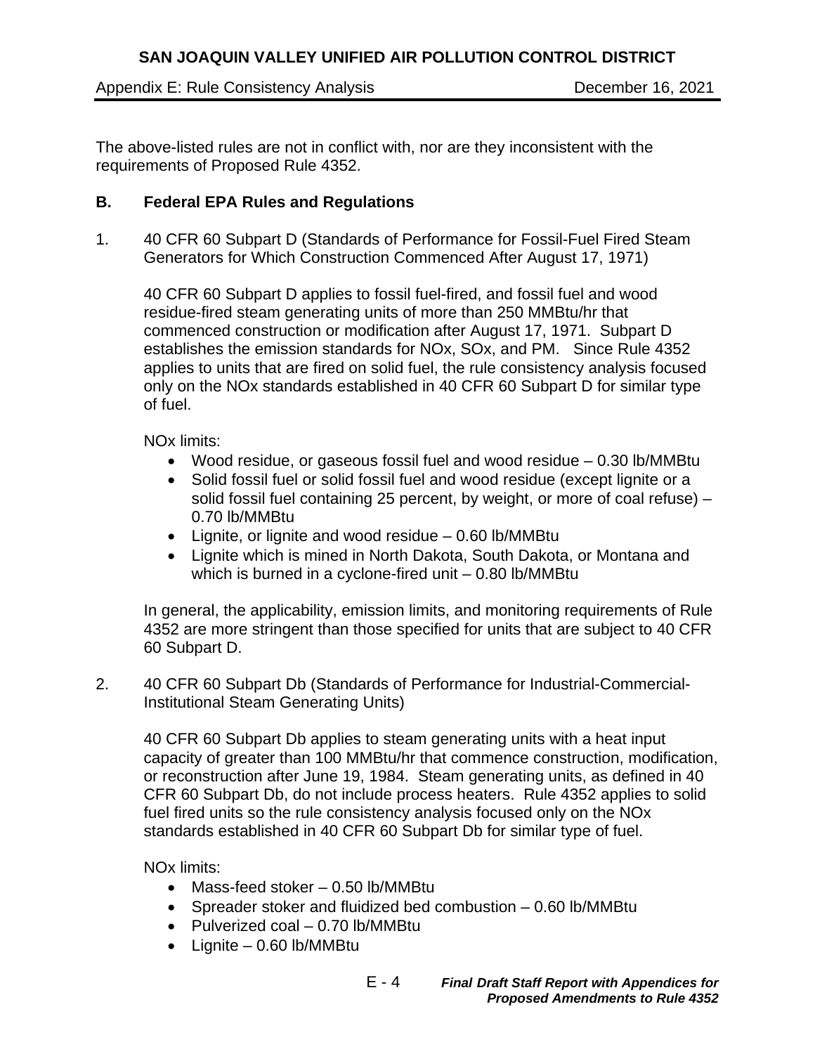The above-listed rules are not in conflict with, nor are they inconsistent with the requirements of Proposed Rule 4352.

## B. Federal EPA Rules and Regulations

1. 40 CFR 60 Subpart D (Standards of Performance for Fossil-Fuel Fired Steam Generators for Which Construction Commenced After August 17, 1971)

   40 CFR 60 Subpart D applies to fossil fuel-fired, and fossil fuel and wood residue-fired steam generating units of more than 250 MMBtu/hr that commenced construction or modification after August 17, 1971. Subpart D establishes the emission standards for NOx, SOx, and PM. Since Rule 4352 applies to units that are fired on solid fuel, the rule consistency analysis focused only on the NOx standards established in 40 CFR 60 Subpart D for similar type of fuel.

   NOx limits:

   - Wood residue, or gaseous fossil fuel and wood residue – 0.30 lb/MMBtu
   - Solid fossil fuel or solid fossil fuel and wood residue (except lignite or a solid fossil fuel containing 25 percent, by weight, or more of coal refuse) – 0.70 lb/MMBtu
   - Lignite, or lignite and wood residue – 0.60 lb/MMBtu
   - Lignite which is mined in North Dakota, South Dakota, or Montana and which is burned in a cyclone-fired unit – 0.80 lb/MMBtu

   In general, the applicability, emission limits, and monitoring requirements of Rule 4352 are more stringent than those specified for units that are subject to 40 CFR 60 Subpart D.

2. 40 CFR 60 Subpart Db (Standards of Performance for Industrial-Commercial-Institutional Steam Generating Units)

   40 CFR 60 Subpart Db applies to steam generating units with a heat input capacity of greater than 100 MMBtu/hr that commence construction, modification, or reconstruction after June 19, 1984. Steam generating units, as defined in 40 CFR 60 Subpart Db, do not include process heaters. Rule 4352 applies to solid fuel fired units so the rule consistency analysis focused only on the NOx standards established in 40 CFR 60 Subpart Db for similar type of fuel.

   NOx limits:

   - Mass-feed stoker – 0.50 lb/MMBtu
   - Spreader stoker and fluidized bed combustion – 0.60 lb/MMBtu
   - Pulverized coal – 0.70 lb/MMBtu
   - Lignite – 0.60 lb/MMBtu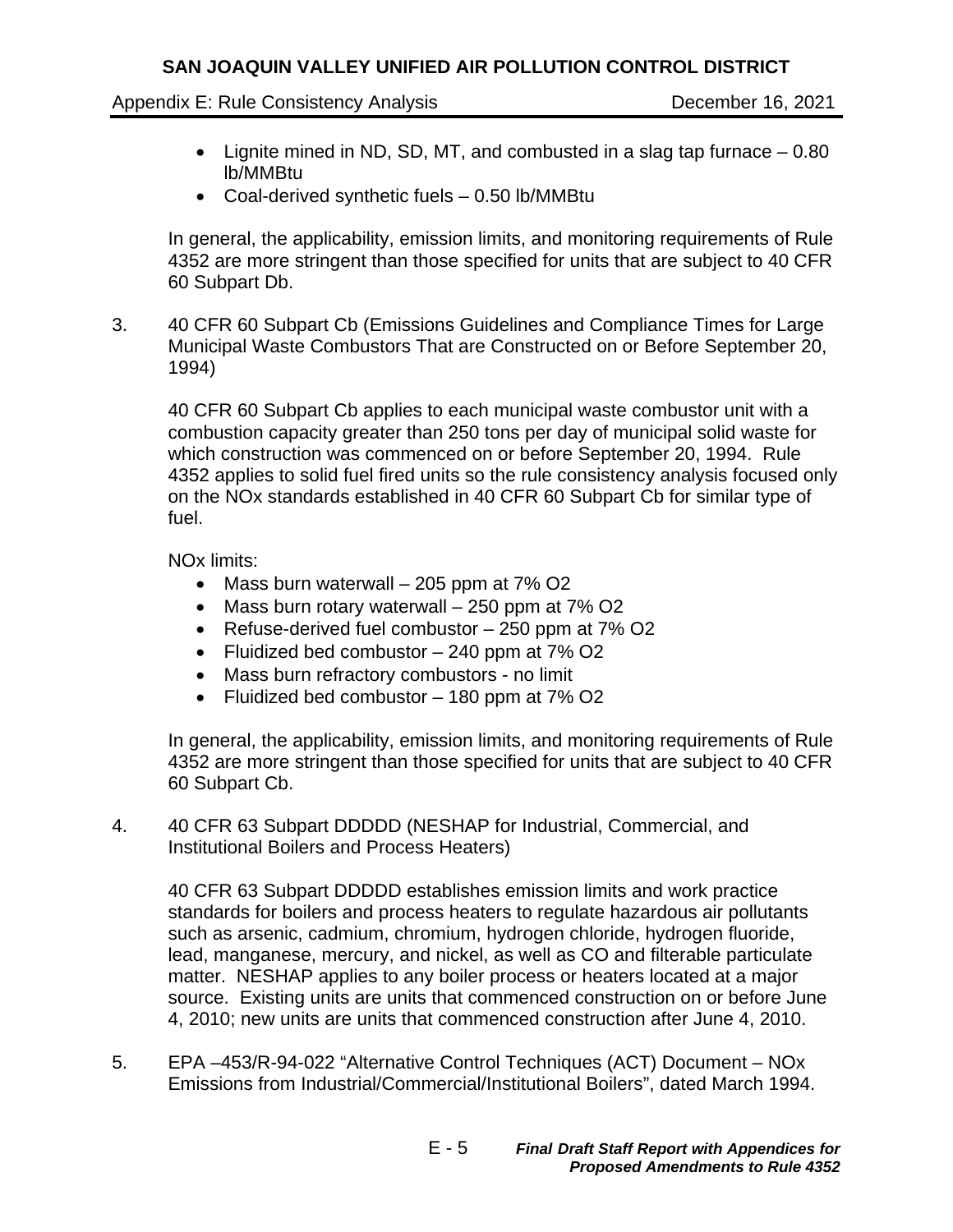- Lignite mined in ND, SD, MT, and combusted in a slag tap furnace – 0.80 lb/MMBtu
- Coal-derived synthetic fuels – 0.50 lb/MMBtu

In general, the applicability, emission limits, and monitoring requirements of Rule 4352 are more stringent than those specified for units that are subject to 40 CFR 60 Subpart Db.

3. 40 CFR 60 Subpart Cb (Emissions Guidelines and Compliance Times for Large Municipal Waste Combustors That are Constructed on or Before September 20, 1994)

   40 CFR 60 Subpart Cb applies to each municipal waste combustor unit with a combustion capacity greater than 250 tons per day of municipal solid waste for which construction was commenced on or before September 20, 1994. Rule 4352 applies to solid fuel fired units so the rule consistency analysis focused only on the NOx standards established in 40 CFR 60 Subpart Cb for similar type of fuel.

   NOx limits:
   - Mass burn waterwall – 205 ppm at 7% O2
   - Mass burn rotary waterwall – 250 ppm at 7% O2
   - Refuse-derived fuel combustor – 250 ppm at 7% O2
   - Fluidized bed combustor – 240 ppm at 7% O2
   - Mass burn refractory combustors - no limit
   - Fluidized bed combustor – 180 ppm at 7% O2

   In general, the applicability, emission limits, and monitoring requirements of Rule 4352 are more stringent than those specified for units that are subject to 40 CFR 60 Subpart Cb.

4. 40 CFR 63 Subpart DDDDD (NESHAP for Industrial, Commercial, and Institutional Boilers and Process Heaters)

   40 CFR 63 Subpart DDDDD establishes emission limits and work practice standards for boilers and process heaters to regulate hazardous air pollutants such as arsenic, cadmium, chromium, hydrogen chloride, hydrogen fluoride, lead, manganese, mercury, and nickel, as well as CO and filterable particulate matter. NESHAP applies to any boiler process or heaters located at a major source. Existing units are units that commenced construction on or before June 4, 2010; new units are units that commenced construction after June 4, 2010.

5. EPA –453/R-94-022 "Alternative Control Techniques (ACT) Document – NOx Emissions from Industrial/Commercial/Institutional Boilers", dated March 1994.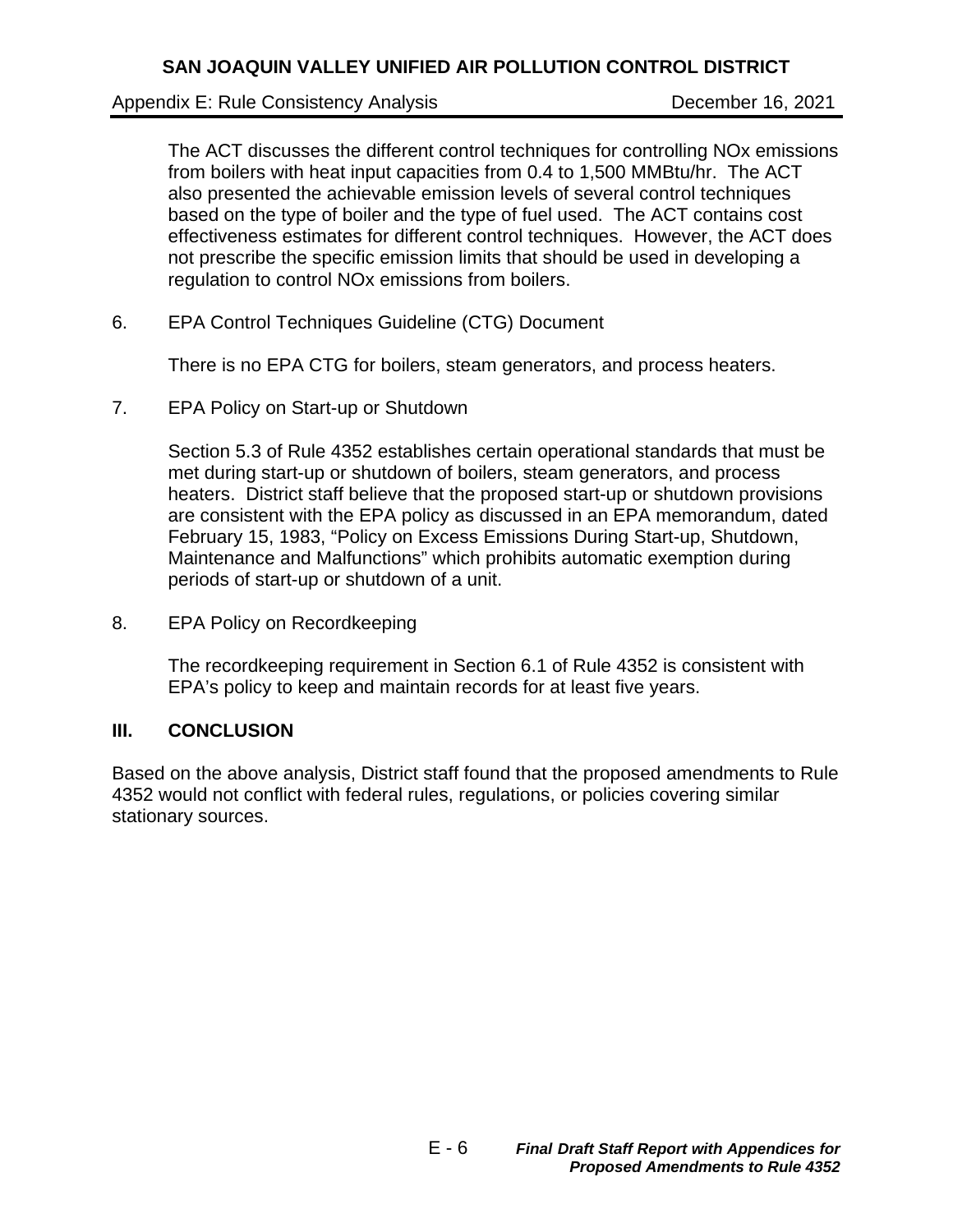The ACT discusses the different control techniques for controlling NOx emissions from boilers with heat input capacities from 0.4 to 1,500 MMBtu/hr. The ACT also presented the achievable emission levels of several control techniques based on the type of boiler and the type of fuel used. The ACT contains cost effectiveness estimates for different control techniques. However, the ACT does not prescribe the specific emission limits that should be used in developing a regulation to control NOx emissions from boilers.

6. EPA Control Techniques Guideline (CTG) Document

   There is no EPA CTG for boilers, steam generators, and process heaters.

7. EPA Policy on Start-up or Shutdown

   Section 5.3 of Rule 4352 establishes certain operational standards that must be met during start-up or shutdown of boilers, steam generators, and process heaters. District staff believe that the proposed start-up or shutdown provisions are consistent with the EPA policy as discussed in an EPA memorandum, dated February 15, 1983, "Policy on Excess Emissions During Start-up, Shutdown, Maintenance and Malfunctions" which prohibits automatic exemption during periods of start-up or shutdown of a unit.

8. EPA Policy on Recordkeeping

   The recordkeeping requirement in Section 6.1 of Rule 4352 is consistent with EPA's policy to keep and maintain records for at least five years.

## III. CONCLUSION

Based on the above analysis, District staff found that the proposed amendments to Rule 4352 would not conflict with federal rules, regulations, or policies covering similar stationary sources.